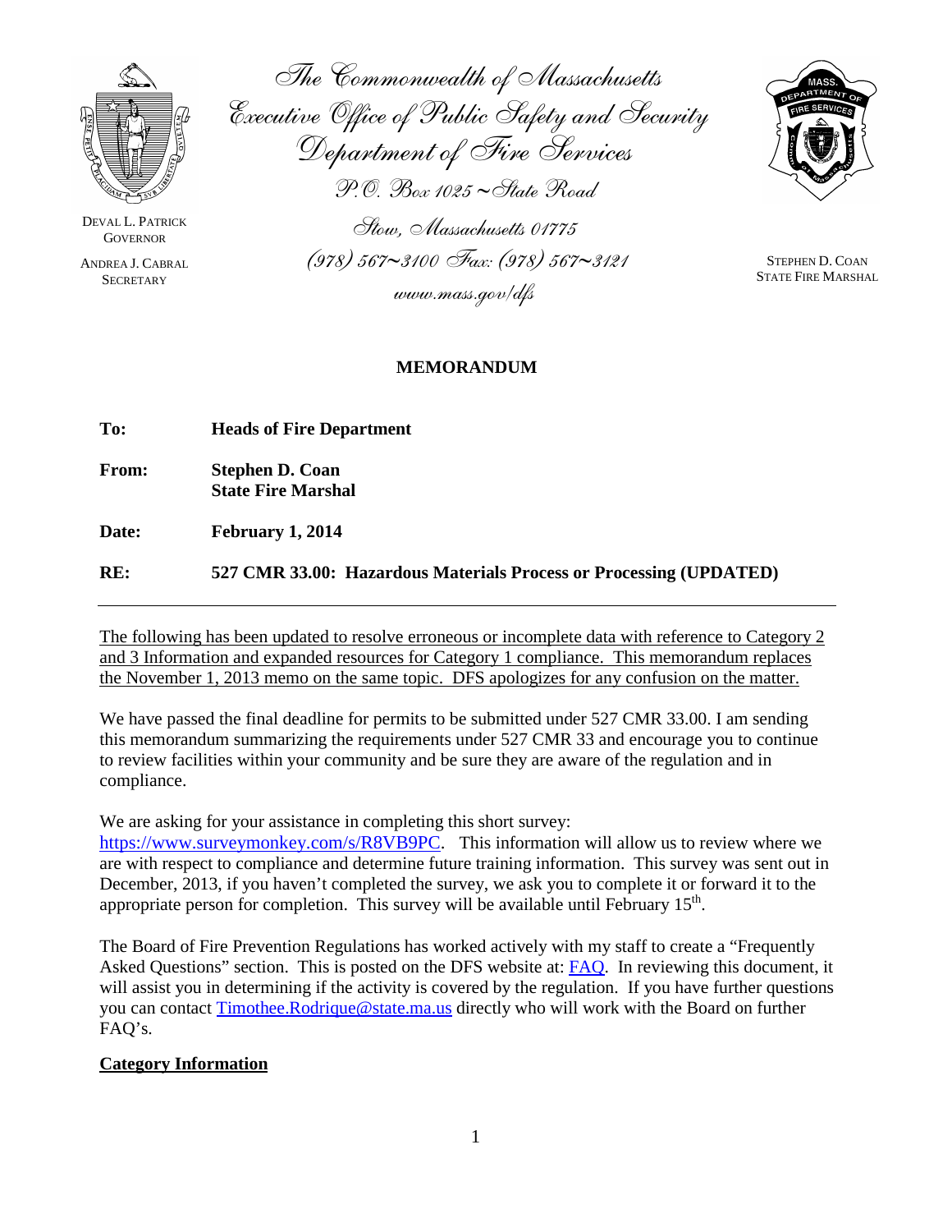The Commonwealth of Massachusetts
Executive Office of Public Safety and Security
Department of Fire Services
P.O. Box 1025 ~ State Road
Stow, Massachusetts 01775
(978) 567~3100 Fax: (978) 567~3121
www.mass.gov/dfs

DEVAL L. PATRICK
GOVERNOR

ANDREA J. CABRAL
SECRETARY

STEPHEN D. COAN
STATE FIRE MARSHAL

# MEMORANDUM

**To:** **Heads of Fire Department**

**From:** **Stephen D. Coan**
**State Fire Marshal**

**Date:** **February 1, 2014**

**RE:** **527 CMR 33.00: Hazardous Materials Process or Processing (UPDATED)**

---

The following has been updated to resolve erroneous or incomplete data with reference to Category 2 and 3 Information and expanded resources for Category 1 compliance. This memorandum replaces the November 1, 2013 memo on the same topic. DFS apologizes for any confusion on the matter.

We have passed the final deadline for permits to be submitted under 527 CMR 33.00. I am sending this memorandum summarizing the requirements under 527 CMR 33 and encourage you to continue to review facilities within your community and be sure they are aware of the regulation and in compliance.

We are asking for your assistance in completing this short survey: https://www.surveymonkey.com/s/R8VB9PC. This information will allow us to review where we are with respect to compliance and determine future training information. This survey was sent out in December, 2013, if you haven't completed the survey, we ask you to complete it or forward it to the appropriate person for completion. This survey will be available until February 15th.

The Board of Fire Prevention Regulations has worked actively with my staff to create a "Frequently Asked Questions" section. This is posted on the DFS website at: FAQ. In reviewing this document, it will assist you in determining if the activity is covered by the regulation. If you have further questions you can contact Timothee.Rodrique@state.ma.us directly who will work with the Board on further FAQ's.

**Category Information**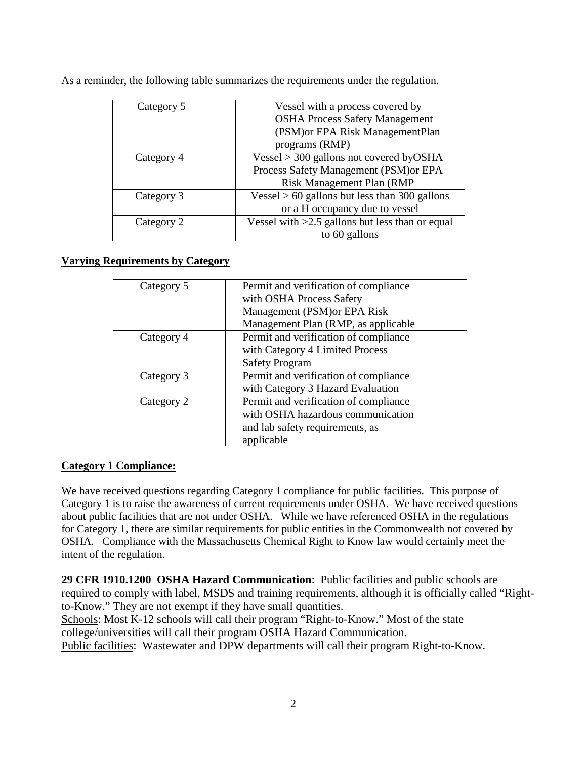As a reminder, the following table summarizes the requirements under the regulation.

| | |
|---|---|
| Category 5 | Vessel with a process covered by OSHA Process Safety Management (PSM)or EPA Risk ManagementPlan programs (RMP) |
| Category 4 | Vessel > 300 gallons not covered byOSHA Process Safety Management (PSM)or EPA Risk Management Plan (RMP |
| Category 3 | Vessel > 60 gallons but less than 300 gallons or a H occupancy due to vessel |
| Category 2 | Vessel with >2.5 gallons but less than or equal to 60 gallons |

**Varying Requirements by Category**

| | |
|---|---|
| Category 5 | Permit and verification of compliance with OSHA Process Safety Management (PSM)or EPA Risk Management Plan (RMP, as applicable |
| Category 4 | Permit and verification of compliance with Category 4 Limited Process Safety Program |
| Category 3 | Permit and verification of compliance with Category 3 Hazard Evaluation |
| Category 2 | Permit and verification of compliance with OSHA hazardous communication and lab safety requirements, as applicable |

**Category 1 Compliance:**

We have received questions regarding Category 1 compliance for public facilities. This purpose of Category 1 is to raise the awareness of current requirements under OSHA. We have received questions about public facilities that are not under OSHA. While we have referenced OSHA in the regulations for Category 1, there are similar requirements for public entities in the Commonwealth not covered by OSHA. Compliance with the Massachusetts Chemical Right to Know law would certainly meet the intent of the regulation.

**29 CFR 1910.1200 OSHA Hazard Communication**: Public facilities and public schools are required to comply with label, MSDS and training requirements, although it is officially called "Right-to-Know." They are not exempt if they have small quantities.
Schools: Most K-12 schools will call their program "Right-to-Know." Most of the state college/universities will call their program OSHA Hazard Communication.
Public facilities: Wastewater and DPW departments will call their program Right-to-Know.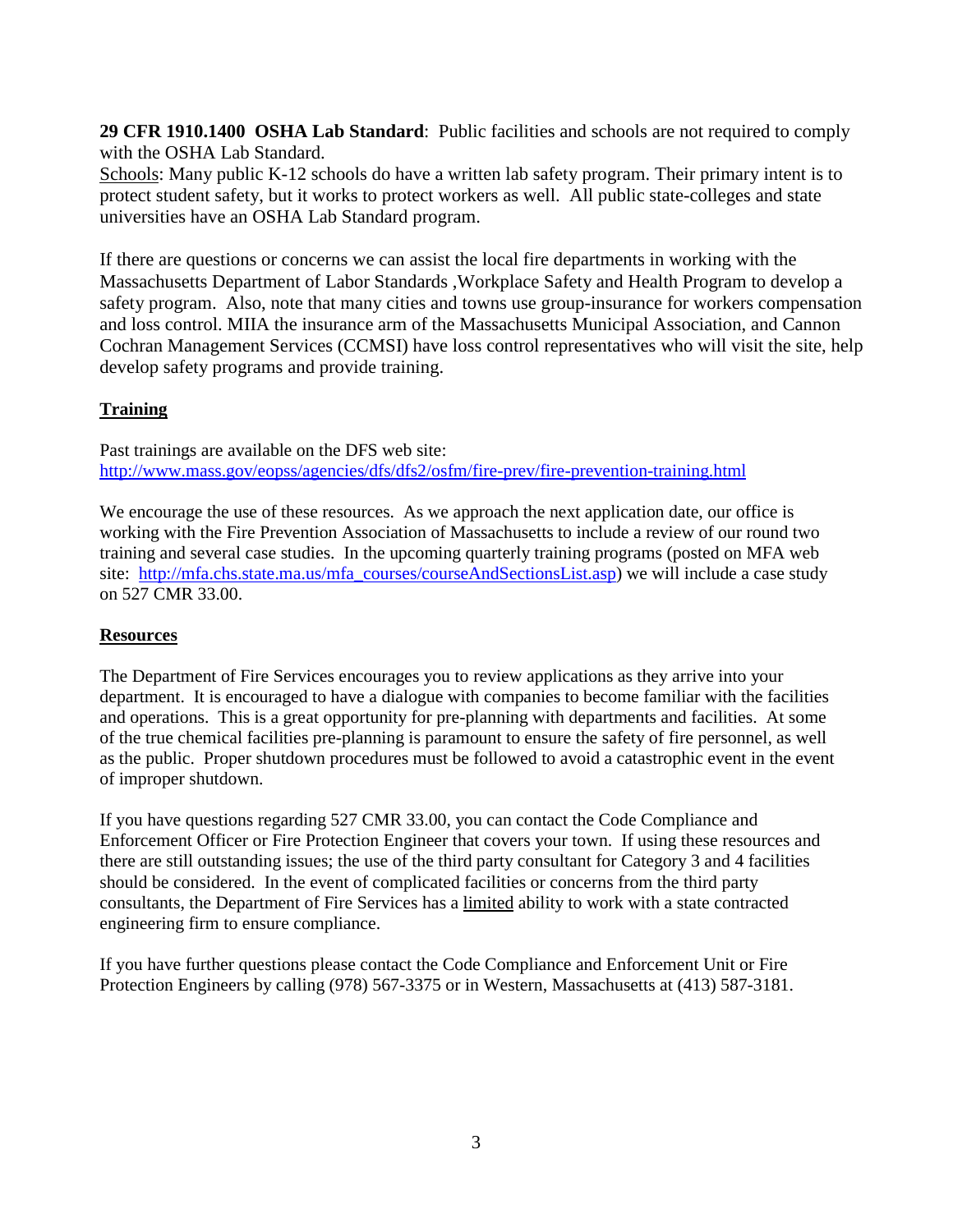**29 CFR 1910.1400 OSHA Lab Standard**: Public facilities and schools are not required to comply with the OSHA Lab Standard.

Schools: Many public K-12 schools do have a written lab safety program. Their primary intent is to protect student safety, but it works to protect workers as well. All public state-colleges and state universities have an OSHA Lab Standard program.

If there are questions or concerns we can assist the local fire departments in working with the Massachusetts Department of Labor Standards ,Workplace Safety and Health Program to develop a safety program. Also, note that many cities and towns use group-insurance for workers compensation and loss control. MIIA the insurance arm of the Massachusetts Municipal Association, and Cannon Cochran Management Services (CCMSI) have loss control representatives who will visit the site, help develop safety programs and provide training.

## Training

Past trainings are available on the DFS web site: [http://www.mass.gov/eopss/agencies/dfs/dfs2/osfm/fire-prev/fire-prevention-training.html](http://www.mass.gov/eopss/agencies/dfs/dfs2/osfm/fire-prev/fire-prevention-training.html)

We encourage the use of these resources. As we approach the next application date, our office is working with the Fire Prevention Association of Massachusetts to include a review of our round two training and several case studies. In the upcoming quarterly training programs (posted on MFA web site: [http://mfa.chs.state.ma.us/mfa_courses/courseAndSectionsList.asp](http://mfa.chs.state.ma.us/mfa_courses/courseAndSectionsList.asp)) we will include a case study on 527 CMR 33.00.

## Resources

The Department of Fire Services encourages you to review applications as they arrive into your department. It is encouraged to have a dialogue with companies to become familiar with the facilities and operations. This is a great opportunity for pre-planning with departments and facilities. At some of the true chemical facilities pre-planning is paramount to ensure the safety of fire personnel, as well as the public. Proper shutdown procedures must be followed to avoid a catastrophic event in the event of improper shutdown.

If you have questions regarding 527 CMR 33.00, you can contact the Code Compliance and Enforcement Officer or Fire Protection Engineer that covers your town. If using these resources and there are still outstanding issues; the use of the third party consultant for Category 3 and 4 facilities should be considered. In the event of complicated facilities or concerns from the third party consultants, the Department of Fire Services has a limited ability to work with a state contracted engineering firm to ensure compliance.

If you have further questions please contact the Code Compliance and Enforcement Unit or Fire Protection Engineers by calling (978) 567-3375 or in Western, Massachusetts at (413) 587-3181.